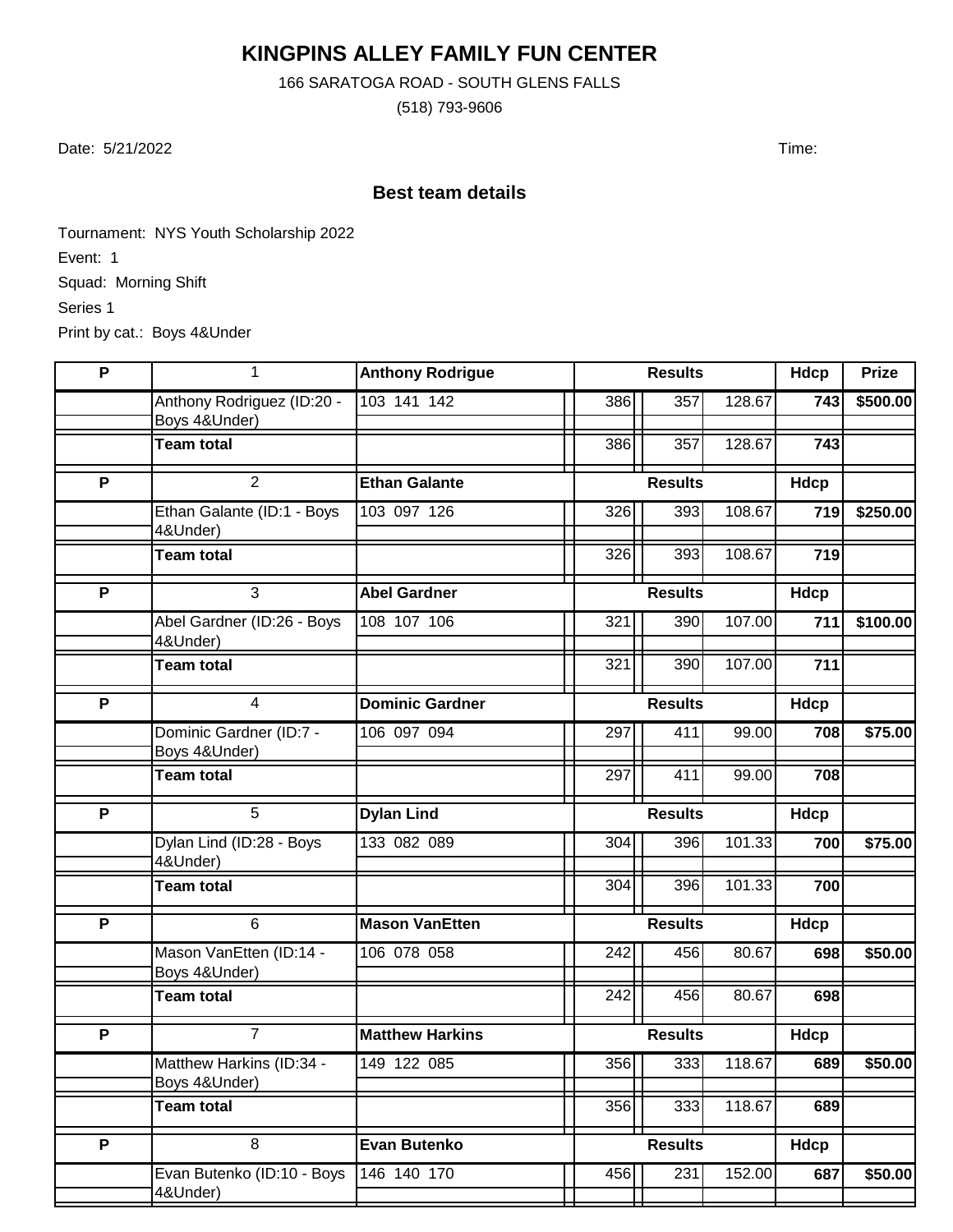# KINGPINS ALLEY FAMILY FUN CENTER

166 SARATOGA ROAD - SOUTH GLENS FALLS

(518) 793-9606

Date: 5/21/2022 Time:

## Best team details

Tournament: NYS Youth Scholarship 2022

Event: 1

Squad: Morning Shift

Series 1

Print by cat.: Boys 4&Under

| P | 1 | Anthony Rodrigue | Results | | | Hdcp | Prize |
|---|---|---|---|---|---|---|---|
| | Anthony Rodriguez (ID:20 - Boys 4&Under) | 103 141 142 | 386 | 357 | 128.67 | 743 | $500.00 |
| | **Team total** | | 386 | 357 | 128.67 | **743** | |
| **P** | 2 | **Ethan Galante** | **Results** | | | **Hdcp** | |
| | Ethan Galante (ID:1 - Boys 4&Under) | 103 097 126 | 326 | 393 | 108.67 | 719 | $250.00 |
| | **Team total** | | 326 | 393 | 108.67 | **719** | |
| **P** | 3 | **Abel Gardner** | **Results** | | | **Hdcp** | |
| | Abel Gardner (ID:26 - Boys 4&Under) | 108 107 106 | 321 | 390 | 107.00 | 711 | $100.00 |
| | **Team total** | | 321 | 390 | 107.00 | **711** | |
| **P** | 4 | **Dominic Gardner** | **Results** | | | **Hdcp** | |
| | Dominic Gardner (ID:7 - Boys 4&Under) | 106 097 094 | 297 | 411 | 99.00 | 708 | $75.00 |
| | **Team total** | | 297 | 411 | 99.00 | **708** | |
| **P** | 5 | **Dylan Lind** | **Results** | | | **Hdcp** | |
| | Dylan Lind (ID:28 - Boys 4&Under) | 133 082 089 | 304 | 396 | 101.33 | 700 | $75.00 |
| | **Team total** | | 304 | 396 | 101.33 | **700** | |
| **P** | 6 | **Mason VanEtten** | **Results** | | | **Hdcp** | |
| | Mason VanEtten (ID:14 - Boys 4&Under) | 106 078 058 | 242 | 456 | 80.67 | 698 | $50.00 |
| | **Team total** | | 242 | 456 | 80.67 | **698** | |
| **P** | 7 | **Matthew Harkins** | **Results** | | | **Hdcp** | |
| | Matthew Harkins (ID:34 - Boys 4&Under) | 149 122 085 | 356 | 333 | 118.67 | 689 | $50.00 |
| | **Team total** | | 356 | 333 | 118.67 | **689** | |
| **P** | 8 | **Evan Butenko** | **Results** | | | **Hdcp** | |
| | Evan Butenko (ID:10 - Boys 4&Under) | 146 140 170 | 456 | 231 | 152.00 | 687 | $50.00 |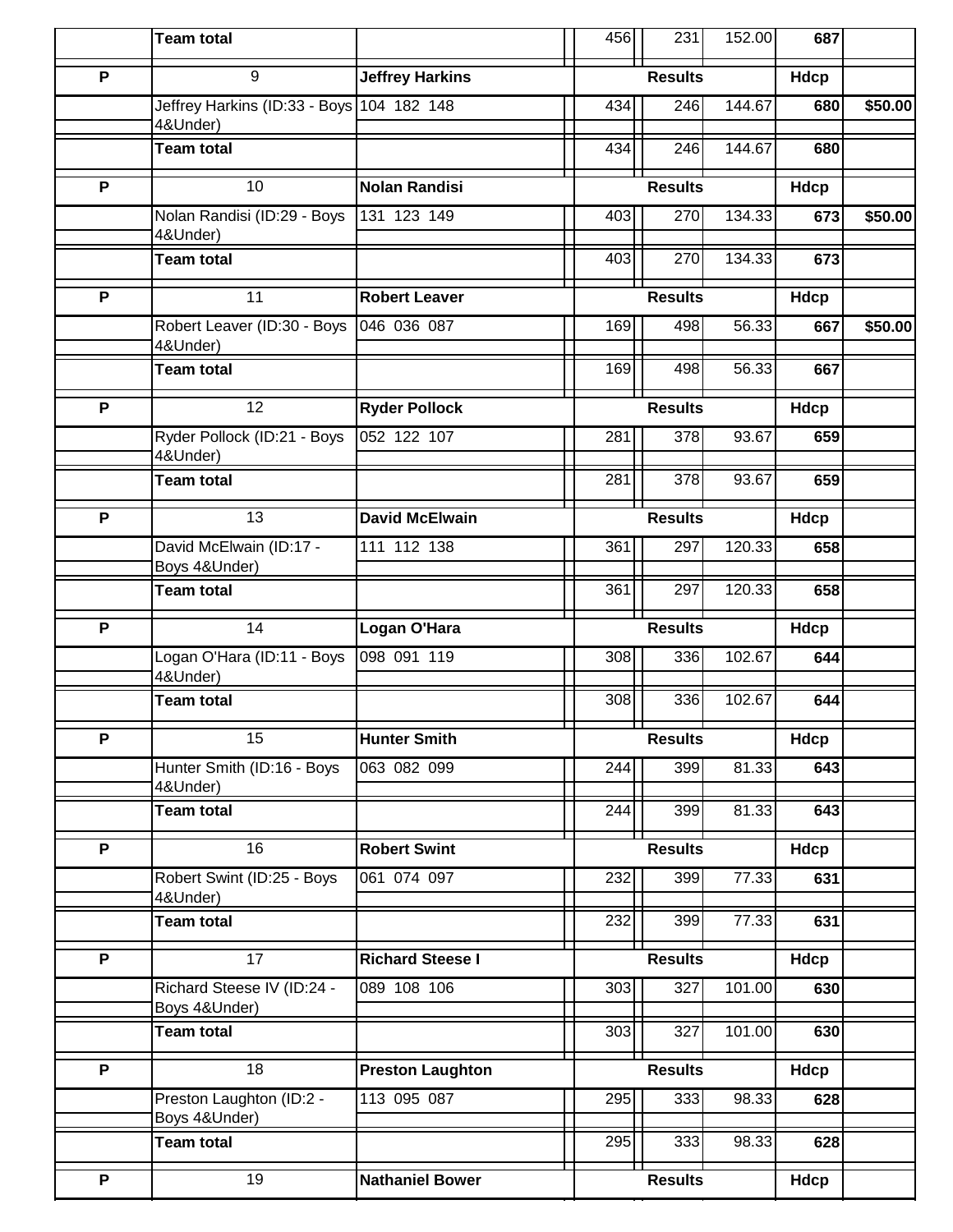|  | Team total |  | 456 | 231 | 152.00 | 687 |  |
|---|---|---|---|---|---|---|---|
| P | 9 | Jeffrey Harkins | | Results | | Hdcp |  |
|  | Jeffrey Harkins (ID:33 - Boys 4&Under) | 104 182 148 | 434 | 246 | 144.67 | 680 | $50.00 |
|  | Team total |  | 434 | 246 | 144.67 | 680 |  |
| P | 10 | Nolan Randisi | | Results | | Hdcp |  |
|  | Nolan Randisi (ID:29 - Boys 4&Under) | 131 123 149 | 403 | 270 | 134.33 | 673 | $50.00 |
|  | Team total |  | 403 | 270 | 134.33 | 673 |  |
| P | 11 | Robert Leaver | | Results | | Hdcp |  |
|  | Robert Leaver (ID:30 - Boys 4&Under) | 046 036 087 | 169 | 498 | 56.33 | 667 | $50.00 |
|  | Team total |  | 169 | 498 | 56.33 | 667 |  |
| P | 12 | Ryder Pollock | | Results | | Hdcp |  |
|  | Ryder Pollock (ID:21 - Boys 4&Under) | 052 122 107 | 281 | 378 | 93.67 | 659 |  |
|  | Team total |  | 281 | 378 | 93.67 | 659 |  |
| P | 13 | David McElwain | | Results | | Hdcp |  |
|  | David McElwain (ID:17 - Boys 4&Under) | 111 112 138 | 361 | 297 | 120.33 | 658 |  |
|  | Team total |  | 361 | 297 | 120.33 | 658 |  |
| P | 14 | Logan O'Hara | | Results | | Hdcp |  |
|  | Logan O'Hara (ID:11 - Boys 4&Under) | 098 091 119 | 308 | 336 | 102.67 | 644 |  |
|  | Team total |  | 308 | 336 | 102.67 | 644 |  |
| P | 15 | Hunter Smith | | Results | | Hdcp |  |
|  | Hunter Smith (ID:16 - Boys 4&Under) | 063 082 099 | 244 | 399 | 81.33 | 643 |  |
|  | Team total |  | 244 | 399 | 81.33 | 643 |  |
| P | 16 | Robert Swint | | Results | | Hdcp |  |
|  | Robert Swint (ID:25 - Boys 4&Under) | 061 074 097 | 232 | 399 | 77.33 | 631 |  |
|  | Team total |  | 232 | 399 | 77.33 | 631 |  |
| P | 17 | Richard Steese I | | Results | | Hdcp |  |
|  | Richard Steese IV (ID:24 - Boys 4&Under) | 089 108 106 | 303 | 327 | 101.00 | 630 |  |
|  | Team total |  | 303 | 327 | 101.00 | 630 |  |
| P | 18 | Preston Laughton | | Results | | Hdcp |  |
|  | Preston Laughton (ID:2 - Boys 4&Under) | 113 095 087 | 295 | 333 | 98.33 | 628 |  |
|  | Team total |  | 295 | 333 | 98.33 | 628 |  |
| P | 19 | Nathaniel Bower | | Results | | Hdcp |  |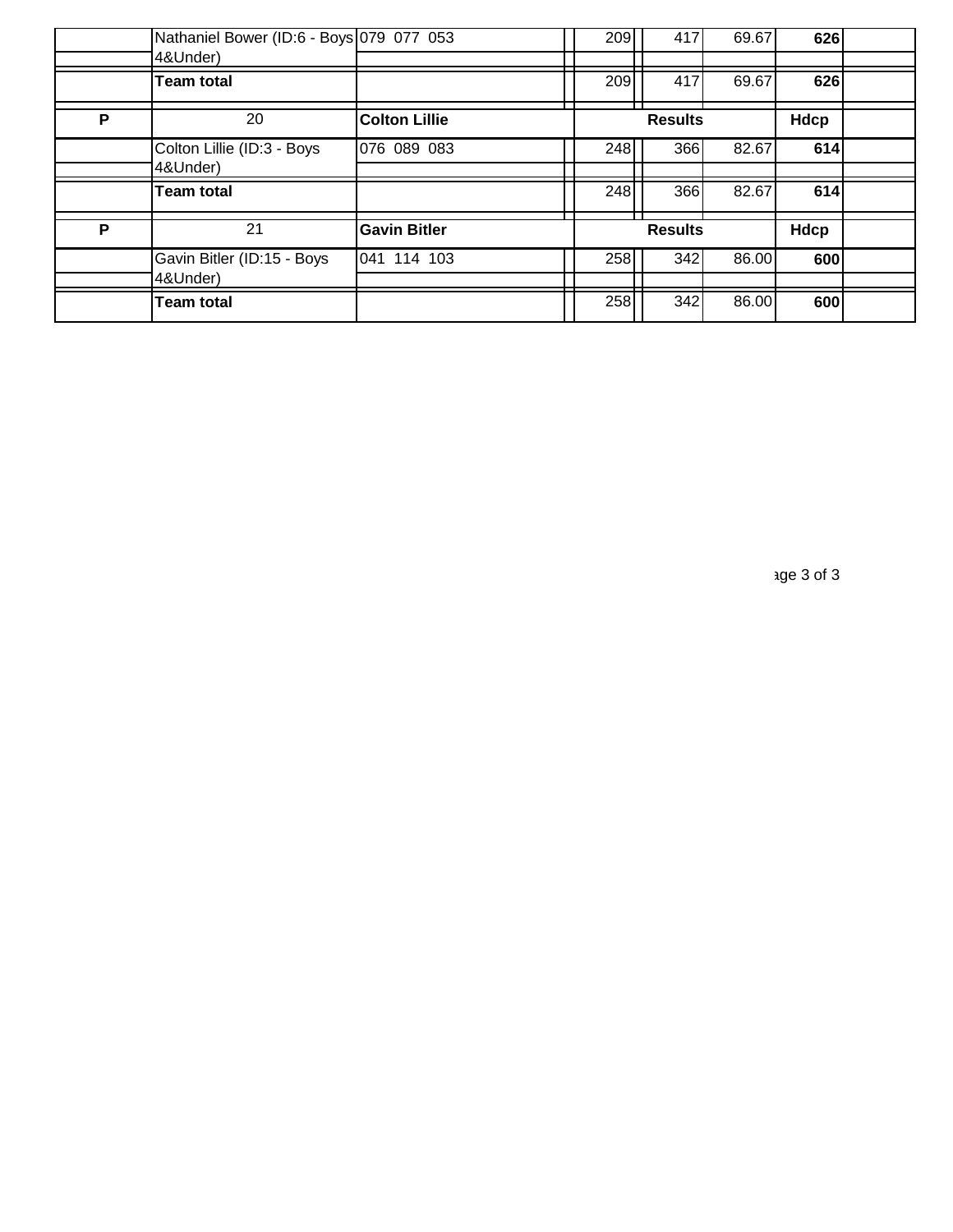| | | | | | | | | | |
|---|---|---|---|---|---|---|---|---|---|
| | Nathaniel Bower (ID:6 - Boys 4&Under) | 079 077 053 | | 209 | | 417 | 69.67 | 626 | |
| | **Team total** | | | 209 | | 417 | 69.67 | **626** | |
| **P** | 20 | **Colton Lillie** | | | **Results** | | | **Hdcp** | |
| | Colton Lillie (ID:3 - Boys 4&Under) | 076 089 083 | | 248 | | 366 | 82.67 | **614** | |
| | **Team total** | | | 248 | | 366 | 82.67 | **614** | |
| **P** | 21 | **Gavin Bitler** | | | **Results** | | | **Hdcp** | |
| | Gavin Bitler (ID:15 - Boys 4&Under) | 041 114 103 | | 258 | | 342 | 86.00 | **600** | |
| | **Team total** | | | 258 | | 342 | 86.00 | **600** | |